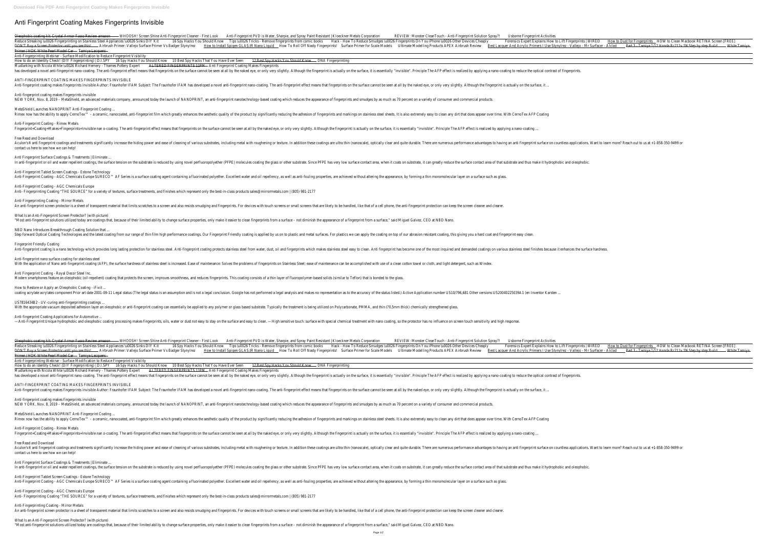# Anti Fingerprint Coating Makes Fingerprints Invisible

Oleophobic coating kit: Crystal Armor Fusso Review amazon WHOOSH! Screen Shine Anti-Fingerprint Cleaner - First Look Anti-Fingerprint PVD is Water, Sharpie, and Spray Paint Resistant | Kloeckner Metals Corporation REVIEW: Monster CleanTouch - Anti-Fingerprint Solution Spray?! Usborne Fingerprint Activities

Reduce Streaking \u0026 Fingerprinting on Stainless Steel Appliances \u0026 Sinks DIY Kit 16 Spy Hacks You Should Know Tips \u0026 Tricks - Remove fingerprints from comic books Hack - How To Reduce Smudges \u0026 Fingerprints On You iPhone \u0026 Other Devices Cheaply Forensics Expert Explains How to Lift Fingerprints | WIRED How to Dust for Fingerprints HOW to Clean Macbook RETINA Screen [FREE]

DON'T Buy a Screen Protector until you see this! Airbrush Primer: Vallejo Surface Primer Vs Badger Stynylrez How to Install Spigen GLAS.tR Nano Liquid How To Roll Off Nasty Fingerprints! Surface Primer for Scale Models Ultimate Modelling Products APEX Airbrush Review Best Lacquer And Acrylic Primers I Use Stynylrez - Vallejo - Mr Surfacer - Alclad Part 3 - Tamiya 1/12 Honda Rc211v '06 Step by step Build White Tamiya Primer / HOK White Pearl Model Car Tamiya Lacquers

Anti-Fingerprinting Webinar - Surface Modification to Reduce Fingerprint Visibility

How to do an Identity Check! (DIY Fingerprinting) | D.I.SPY 16 Spy Hacks You Should Know 10 Best Spy Hacks That You Have Ever Seen 12 Best Spy Hacks You Should Know DNA Fingerprinting

Mudlarking with Nicola White \u0026 Richard Hemery - Thames Pottery Expert ALTERED FINGERPRINTS 11PM Anti Fingerprint Coating Makes Fingerprints

has developed a novel anti-fingerprint nano-coating. The anti-fingerprint effect means that fingerprints on the surface cannot be seen at all by the naked eye, or only very slightly. Although the fingerprint is actually on the surface, it is essentially "invisible". Principle The AFP effect is realized by applying a nano-coating to reduce the optical contrast of fingerprints.

ANTI-FINGERPRINT COATING MAKES FINGERPRINTS INVISIBLE

Anti-fingerprint coating makes fingerprints invisible Author: Fraunhofer IFAM Subject: The Fraunhofer IFAM has developed a novel anti-fingerprint nano-coating. The anti-fingerprint effect means that fingerprints on the surface cannot be seen at all by the naked eye, or only very slightly. Although the fingerprint is actually on the surface, it ...

Anti-fingerprint coating makes fingerprints invisible

NEW YORK, Nov. 8, 2019 – MetaShield, an advanced materials company, announced today the launch of NANOPRINT, an anti-fingerprint nanotechnology-based coating which reduces the appearance of fingerprints and smudges by as much as 70 percent on a variety of consumer and commercial products.

MetaShield Launches NANOPRINT Anti-Fingerprint Coating ...

Rimex now has the ability to apply CernoTex™ – a ceramic, nanocoated, anti-fingerprint film which greatly enhances the aesthetic quality of the product by significantly reducing the adhesion of fingerprints and markings on stainless steel sheets. It is also extremely easy to clean any dirt that does appear over time. With CernoTex AFP Coating

Anti-Fingerprint Coating - Rimex Metals

Fingerprint+Coating+Makes+Fingerprints+Invisible nan o-coating. The anti-fingerprint effect means that fingerprints on the surface cannot be seen at all by the naked eye, or only very slightly. Although the fingerprint is actually on the surface, it is essentially "invisible". Principle The AFP effect is realized by applying a nano-coating ...

Free Read and Download

Aculon's® anti fingerprint coatings and treatments significantly increase the hiding power and ease of cleaning of various substrates, including metal with roughening or texture. In addition these coatings are ultra thin (nanoscale), optically clear and quite durable. There are numerous performance advantages to having an anti fingerprint surface on countless applications. Want to learn more? Reach out to us at +1-858-350-9499 or contact us here to see how we can help!

Anti Fingerprint Surface Coatings & Treatments | Eliminate ...

In anti-fingerprint or oil and water repellent coatings, the surface tension on the substrate is reduced by using novel perfluoropolyether (PFPE) molecules coating the glass or other substrate. Since PFPE has very low surface contact area, when it coats on substrate, it can greatly reduce the surface contact area of that substrate and thus make it hydrophobic and oleophobic.

Anti-Fingerprint Tablet Screen Coatings - Estone Technology

Anti-Fingerprint Coating - AGC Chemicals Europe SURECO™ AF Series is a surface coating agent containing a fluorinated polyether. Excellent water and oil repellency, as well as anti-fouling properties, are achieved without altering the appearance, by forming a thin monomolecular layer on a surface such as glass.

Anti-Fingerprint Coating - AGC Chemicals Europe

Anti- Fingerprinting Coating "THE SOURCE" for a variety of textures, surface treatments, and finishes which represent only the best-in-class products sales@mirrormetals.com | (805) 981-2177

Anti-Fingerprinting Coating - Mirror Metals

An anti-fingerprint screen protector is a sheet of transparent material that limits scratches to a screen and also resists smudging and fingerprints. For devices with touch screens or small screens that are likely to be handled, like that of a cell phone, the anti-fingerprint protection can keep the screen cleaner and clearer.

What Is an Anti-Fingerprint Screen Protector? (with picture)

"Most anti-fingerprint solutions utilized today are coatings that, because of their limited ability to change surface properties, only make it easier to clean fingerprints from a surface – not diminish the appearance of a fingerprint from a surface," said Miguel Galvez, CEO at NBD Nano.

NBD Nano Introduces Breakthrough Coating Solution that ...

Step forward Optical Coating Technologies and the latest coating from our range of thin film high performance coatings. Our Fingerprint Friendly coating is applied by us on to plastic and metal surfaces. For plastics we can apply the coating on top of our abrasion resistant coating, this giving you a hard coat and fingerprint easy clean.

Fingerprint Friendly Coating

Anti-fingerprint coating is a nano technology which provides long lasting protection for stainless steel. Anti-fingerprint coating protects stainless steel from water, dust, oil and fingerprints which makes stainless steel easy to clean. Anti fingerprint has become one of the most inquired and demanded coatings on various stainless steel finishes because it enhances the surface hardness.

Anti-fingerprint nano surface coating for stainless steel

With the application of Nano anti-fingerprint coating (AFP), the surface hardness of stainless steel is increased. Ease of maintenance: Solves the problems of fingerprints on Stainless Steel; ease of maintenance can be accomplished with use of a clean cotton towel or cloth, and light detergent, such as Windex.

Anti Fingerprint Coating - Royal Decor Steel Inc.

Modern smartphones feature an oleophobic (oil-repellent) coating that protects the screen, improves smoothness, and reduces fingerprints. This coating consists of a thin layer of fluoropolymer-based solids (similar to Teflon) that is bonded to the glass.

How to Restore or Apply an Oleophobic Coating - iFixit ...

coating acrylate acrylates component Prior art date 2001-09-11 Legal status (The legal status is an assumption and is not a legal conclusion. Google has not performed a legal analysis and makes no representation as to the accuracy of the status listed.) Active Application number US10/796,681 Other versions US20040225039A1 (en Inventor Karsten ...

US7816434B2 - UV-curing anti-fingerprinting coatings ...

With the appropriate vacuum deposited adhesion layer an oleophobic or anti-fingerprint coating can essentially be applied to any polymer or glass based substrate. Typically the treatment is being utilized on Polycarbonate, PMMA, and thin (?0.5mm thick) chemically strengthened glass.

Anti-fingerprint Coating Applications for Automotive ...

—Anti-Fingerprint:Unique hydrophobic and oleophobic coating processing makes fingerprints, oils, water or dust not easy to stay on the surface and easy to clean. —High sensitive touch :surface with special chemical treatment with nano coating, so the protector has no influence on screen touch sensitivity and high response.

Oleophobic coating kit: Crystal Armor Fusso Review amazon WHOOSH! Screen Shine Anti-Fingerprint Cleaner - First Look Anti-Fingerprint PVD is Water, Sharpie, and Spray Paint Resistant | Kloeckner Metals Corporation REVIEW: Monster CleanTouch - Anti-Fingerprint Solution Spray?! Usborne Fingerprint Activities

Reduce Streaking \u0026 Fingerprinting on Stainless Steel Appliances \u0026 Sinks DIY Kit 16 Spy Hacks You Should Know Tips \u0026 Tricks - Remove fingerprints from comic books Hack - How To Reduce Smudges \u0026 Fingerprints On You iPhone \u0026 Other Devices Cheaply Forensics Expert Explains How to Lift Fingerprints | WIRED How to Dust for Fingerprints HOW to Clean Macbook RETINA Screen [FREE]

DON'T Buy a Screen Protector until you see this! Airbrush Primer: Vallejo Surface Primer Vs Badger Stynylrez How to Install Spigen GLAS.tR Nano Liquid How To Roll Off Nasty Fingerprints! Surface Primer for Scale Models Ultimate Modelling Products APEX Airbrush Review Best Lacquer And Acrylic Primers I Use Stynylrez - Vallejo - Mr Surfacer - Alclad Part 3 - Tamiya 1/12 Honda Rc211v '06 Step by step Build White Tamiya Primer / HOK White Pearl Model Car Tamiya Lacquers

Anti-Fingerprinting Webinar - Surface Modification to Reduce Fingerprint Visibility

How to do an Identity Check! (DIY Fingerprinting) | D.I.SPY 16 Spy Hacks You Should Know 10 Best Spy Hacks That You Have Ever Seen 12 Best Spy Hacks You Should Know DNA Fingerprinting

Mudlarking with Nicola White \u0026 Richard Hemery - Thames Pottery Expert ALTERED FINGERPRINTS 11PM Anti Fingerprint Coating Makes Fingerprints

has developed a novel anti-fingerprint nano-coating. The anti-fingerprint effect means that fingerprints on the surface cannot be seen at all by the naked eye, or only very slightly. Although the fingerprint is actually on the surface, it is essentially "invisible". Principle The AFP effect is realized by applying a nano-coating to reduce the optical contrast of fingerprints.

ANTI-FINGERPRINT COATING MAKES FINGERPRINTS INVISIBLE

Anti-fingerprint coating makes fingerprints invisible Author: Fraunhofer IFAM Subject: The Fraunhofer IFAM has developed a novel anti-fingerprint nano-coating. The anti-fingerprint effect means that fingerprints on the surface cannot be seen at all by the naked eye, or only very slightly. Although the fingerprint is actually on the surface, it ...

Anti-fingerprint coating makes fingerprints invisible

NEW YORK, Nov. 8, 2019 – MetaShield, an advanced materials company, announced today the launch of NANOPRINT, an anti-fingerprint nanotechnology-based coating which reduces the appearance of fingerprints and smudges by as much as 70 percent on a variety of consumer and commercial products.

MetaShield Launches NANOPRINT Anti-Fingerprint Coating ...

Rimex now has the ability to apply CernoTex™ – a ceramic, nanocoated, anti-fingerprint film which greatly enhances the aesthetic quality of the product by significantly reducing the adhesion of fingerprints and markings on stainless steel sheets. It is also extremely easy to clean any dirt that does appear over time. With CernoTex AFP Coating

Anti-Fingerprint Coating - Rimex Metals

Fingerprint+Coating+Makes+Fingerprints+Invisible nan o-coating. The anti-fingerprint effect means that fingerprints on the surface cannot be seen at all by the naked eye, or only very slightly. Although the fingerprint is actually on the surface, it is essentially "invisible". Principle The AFP effect is realized by applying a nano-coating ...

Free Read and Download

Aculon's® anti fingerprint coatings and treatments significantly increase the hiding power and ease of cleaning of various substrates, including metal with roughening or texture. In addition these coatings are ultra thin (nanoscale), optically clear and quite durable. There are numerous performance advantages to having an anti fingerprint surface on countless applications. Want to learn more? Reach out to us at +1-858-350-9499 or contact us here to see how we can help!

Anti Fingerprint Surface Coatings & Treatments | Eliminate ...

In anti-fingerprint or oil and water repellent coatings, the surface tension on the substrate is reduced by using novel perfluoropolyether (PFPE) molecules coating the glass or other substrate. Since PFPE has very low surface contact area, when it coats on substrate, it can greatly reduce the surface contact area of that substrate and thus make it hydrophobic and oleophobic.

Anti-Fingerprint Tablet Screen Coatings - Estone Technology

Anti-Fingerprint Coating - AGC Chemicals Europe SURECO™ AF Series is a surface coating agent containing a fluorinated polyether. Excellent water and oil repellency, as well as anti-fouling properties, are achieved without altering the appearance, by forming a thin monomolecular layer on a surface such as glass.

Anti-Fingerprint Coating - AGC Chemicals Europe

Anti- Fingerprinting Coating "THE SOURCE" for a variety of textures, surface treatments, and finishes which represent only the best-in-class products sales@mirrormetals.com | (805) 981-2177

Anti-Fingerprinting Coating - Mirror Metals

An anti-fingerprint screen protector is a sheet of transparent material that limits scratches to a screen and also resists smudging and fingerprints. For devices with touch screens or small screens that are likely to be handled, like that of a cell phone, the anti-fingerprint protection can keep the screen cleaner and clearer.

What Is an Anti-Fingerprint Screen Protector? (with picture)

"Most anti-fingerprint solutions utilized today are coatings that, because of their limited ability to change surface properties, only make it easier to clean fingerprints from a surface – not diminish the appearance of a fingerprint from a surface," said Miguel Galvez, CEO at NBD Nano.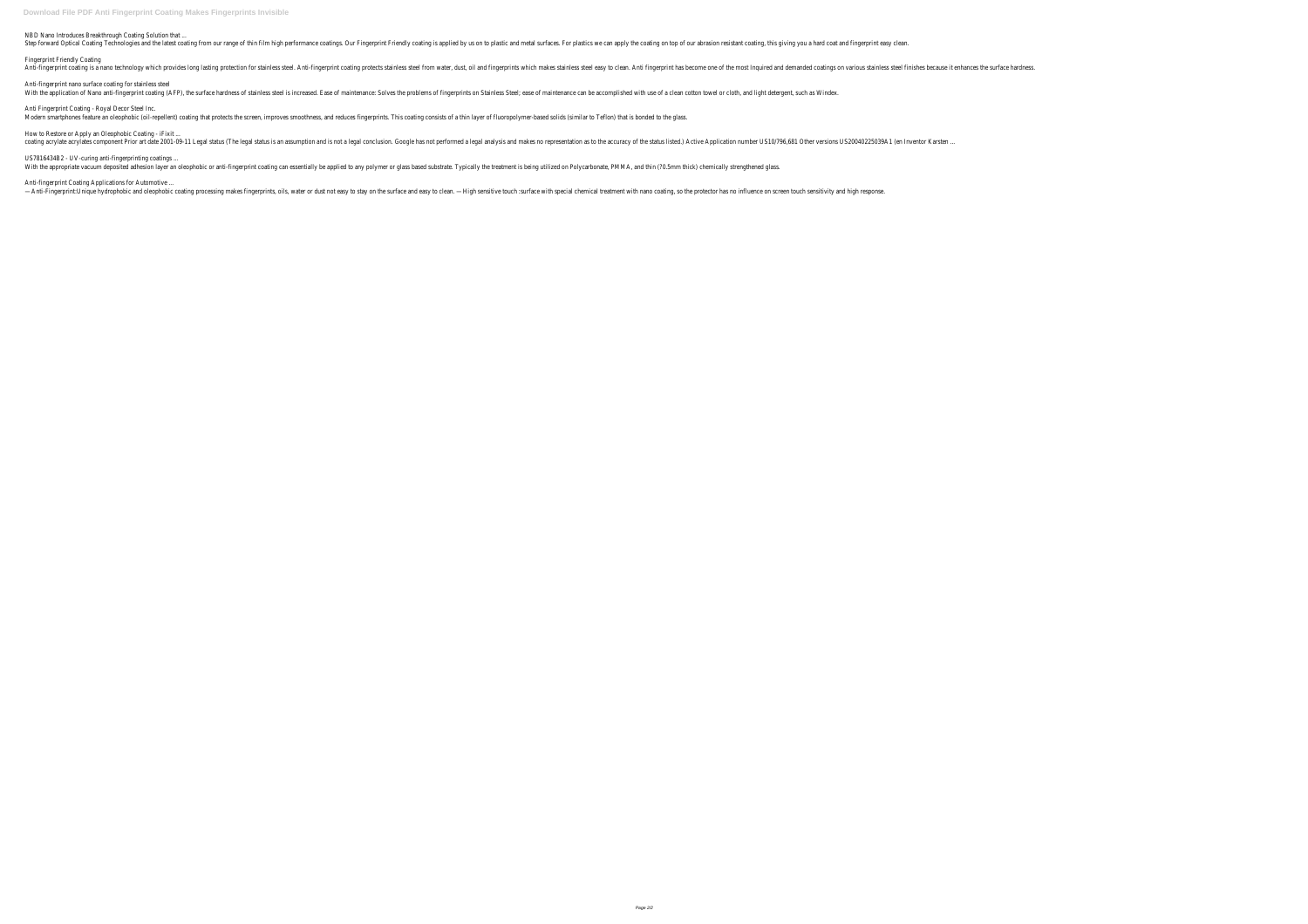NBD Nano Introduces Breakthrough Coating Solution that ...

Step forward Optical Coating Technologies and the latest coating from our range of thin film high performance coatings. Our Fingerprint Friendly coating is applied by us on to plastic and metal surfaces. For plastics we can apply the coating on top of our abrasion resistant coating, this giving you a hard coat and fingerprint easy clean.

Fingerprint Friendly Coating

Anti-fingerprint coating is a nano technology which provides long lasting protection for stainless steel. Anti-fingerprint coating protects stainless steel from water, dust, oil and fingerprints which makes stainless steel easy to clean. Anti fingerprint has become one of the most Inquired and demanded coatings on various stainless steel finishes because it enhances the surface hardness.

Anti-fingerprint nano surface coating for stainless steel

With the application of Nano anti-fingerprint coating (AFP), the surface hardness of stainless steel is increased. Ease of maintenance: Solves the problems of fingerprints on Stainless Steel; ease of maintenance can be accomplished with use of a clean cotton towel or cloth, and light detergent, such as Windex.

Anti Fingerprint Coating - Royal Decor Steel Inc.

Modern smartphones feature an oleophobic (oil-repellent) coating that protects the screen, improves smoothness, and reduces fingerprints. This coating consists of a thin layer of fluoropolymer-based solids (similar to Teflon) that is bonded to the glass.

How to Restore or Apply an Oleophobic Coating - iFixit ...

coating acrylate acrylates component Prior art date 2001-09-11 Legal status (The legal status is an assumption and is not a legal conclusion. Google has not performed a legal analysis and makes no representation as to the accuracy of the status listed.) Active Application number US10/796,681 Other versions US20040225039A1 (en Inventor Karsten ...

US7816434B2 - UV-curing anti-fingerprinting coatings ...

With the appropriate vacuum deposited adhesion layer an oleophobic or anti-fingerprint coating can essentially be applied to any polymer or glass based substrate. Typically the treatment is being utilized on Polycarbonate, PMMA, and thin (?0.5mm thick) chemically strengthened glass.

Anti-fingerprint Coating Applications for Automotive ...

— Anti-Fingerprint:Unique hydrophobic and oleophobic coating processing makes fingerprints, oils, water or dust not easy to stay on the surface and easy to clean. — High sensitive touch :surface with special chemical treatment with nano coating, so the protector has no influence on screen touch sensitivity and high response.